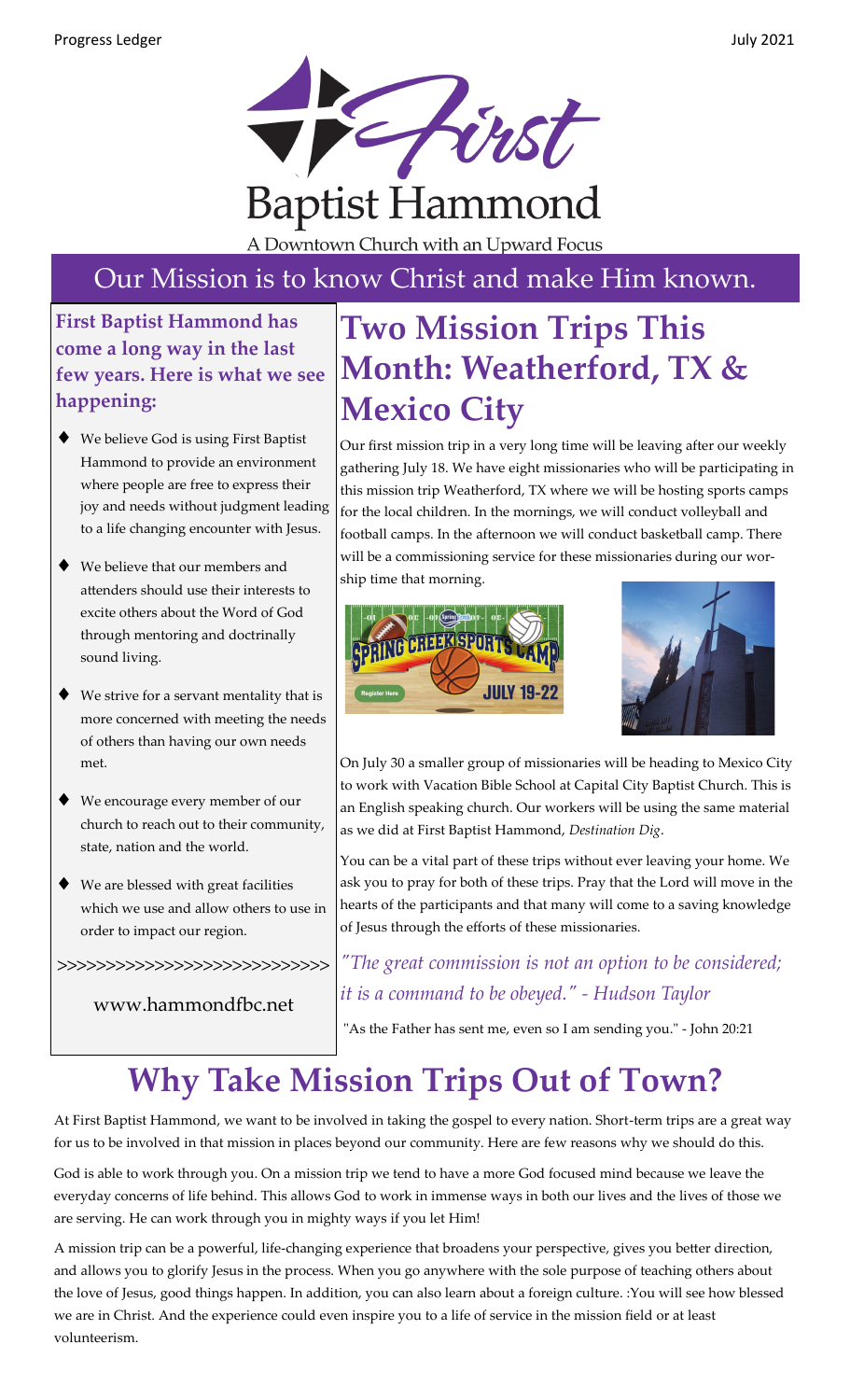# First Baptist Hammond

A Downtown Church with an Upward Focus

## Our Mission is to know Christ and make Him known.

### First Baptist Hammond has come a long way in the last few years. Here is what we see happening:

- We believe God is using First Baptist Hammond to provide an environment where people are free to express their joy and needs without judgment leading to a life changing encounter with Jesus.
- We believe that our members and attenders should use their interests to excite others about the Word of God through mentoring and doctrinally sound living.
- We strive for a servant mentality that is more concerned with meeting the needs of others than having our own needs met.
- We encourage every member of our church to reach out to their community, state, nation and the world.
- We are blessed with great facilities which we use and allow others to use in order to impact our region.

>>>>>>>>>>>>>>>>>>>>>>>>>>>>>

www.hammondfbc.net

## Two Mission Trips This Month: Weatherford, TX & Mexico City

Our first mission trip in a very long time will be leaving after our weekly gathering July 18. We have eight missionaries who will be participating in this mission trip Weatherford, TX where we will be hosting sports camps for the local children. In the mornings, we will conduct volleyball and football camps. In the afternoon we will conduct basketball camp. There will be a commissioning service for these missionaries during our worship time that morning.

On July 30 a smaller group of missionaries will be heading to Mexico City to work with Vacation Bible School at Capital City Baptist Church. This is an English speaking church. Our workers will be using the same material as we did at First Baptist Hammond, *Destination Dig*.

You can be a vital part of these trips without ever leaving your home. We ask you to pray for both of these trips. Pray that the Lord will move in the hearts of the participants and that many will come to a saving knowledge of Jesus through the efforts of these missionaries.

*"The great commission is not an option to be considered; it is a command to be obeyed." - Hudson Taylor*

"As the Father has sent me, even so I am sending you." - John 20:21

## Why Take Mission Trips Out of Town?

At First Baptist Hammond, we want to be involved in taking the gospel to every nation. Short-term trips are a great way for us to be involved in that mission in places beyond our community. Here are few reasons why we should do this.

God is able to work through you. On a mission trip we tend to have a more God focused mind because we leave the everyday concerns of life behind. This allows God to work in immense ways in both our lives and the lives of those we are serving. He can work through you in mighty ways if you let Him!

A mission trip can be a powerful, life-changing experience that broadens your perspective, gives you better direction, and allows you to glorify Jesus in the process. When you go anywhere with the sole purpose of teaching others about the love of Jesus, good things happen. In addition, you can also learn about a foreign culture. :You will see how blessed we are in Christ. And the experience could even inspire you to a life of service in the mission field or at least volunteerism.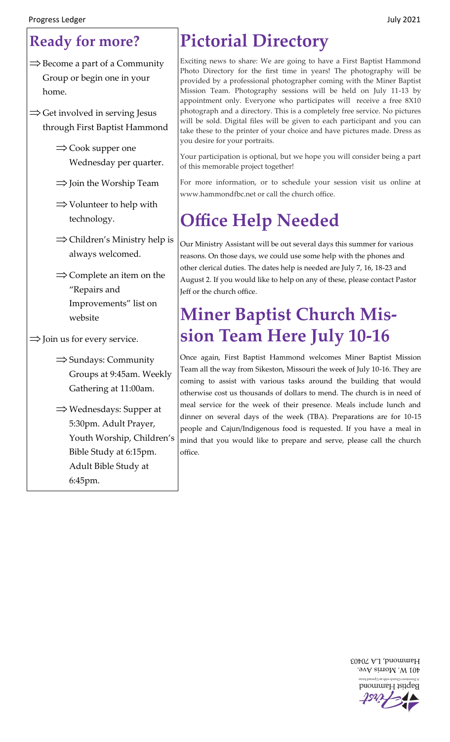## Ready for more?

- Become a part of a Community Group or begin one in your home.
- Get involved in serving Jesus through First Baptist Hammond
  - Cook supper one Wednesday per quarter.
  - Join the Worship Team
  - Volunteer to help with technology.
  - Children's Ministry help is always welcomed.
  - Complete an item on the "Repairs and Improvements" list on website
- Join us for every service.
  - Sundays: Community Groups at 9:45am. Weekly Gathering at 11:00am.
  - Wednesdays: Supper at 5:30pm. Adult Prayer, Youth Worship, Children's Bible Study at 6:15pm. Adult Bible Study at 6:45pm.

# Pictorial Directory

Exciting news to share: We are going to have a First Baptist Hammond Photo Directory for the first time in years! The photography will be provided by a professional photographer coming with the Miner Baptist Mission Team. Photography sessions will be held on July 11-13 by appointment only. Everyone who participates will receive a free 8X10 photograph and a directory. This is a completely free service. No pictures will be sold. Digital files will be given to each participant and you can take these to the printer of your choice and have pictures made. Dress as you desire for your portraits.

Your participation is optional, but we hope you will consider being a part of this memorable project together!

For more information, or to schedule your session visit us online at www.hammondfbc.net or call the church office.

# Office Help Needed

Our Ministry Assistant will be out several days this summer for various reasons. On those days, we could use some help with the phones and other clerical duties. The dates help is needed are July 7, 16, 18-23 and August 2. If you would like to help on any of these, please contact Pastor Jeff or the church office.

# Miner Baptist Church Mission Team Here July 10-16

Once again, First Baptist Hammond welcomes Miner Baptist Mission Team all the way from Sikeston, Missouri the week of July 10-16. They are coming to assist with various tasks around the building that would otherwise cost us thousands of dollars to mend. The church is in need of meal service for the week of their presence. Meals include lunch and dinner on several days of the week (TBA). Preparations are for 10-15 people and Cajun/Indigenous food is requested. If you have a meal in mind that you would like to prepare and serve, please call the church office.

First Baptist Hammond
A Downtown Church with an Upward focus
401 W. Morris Ave.
Hammond, LA 70403